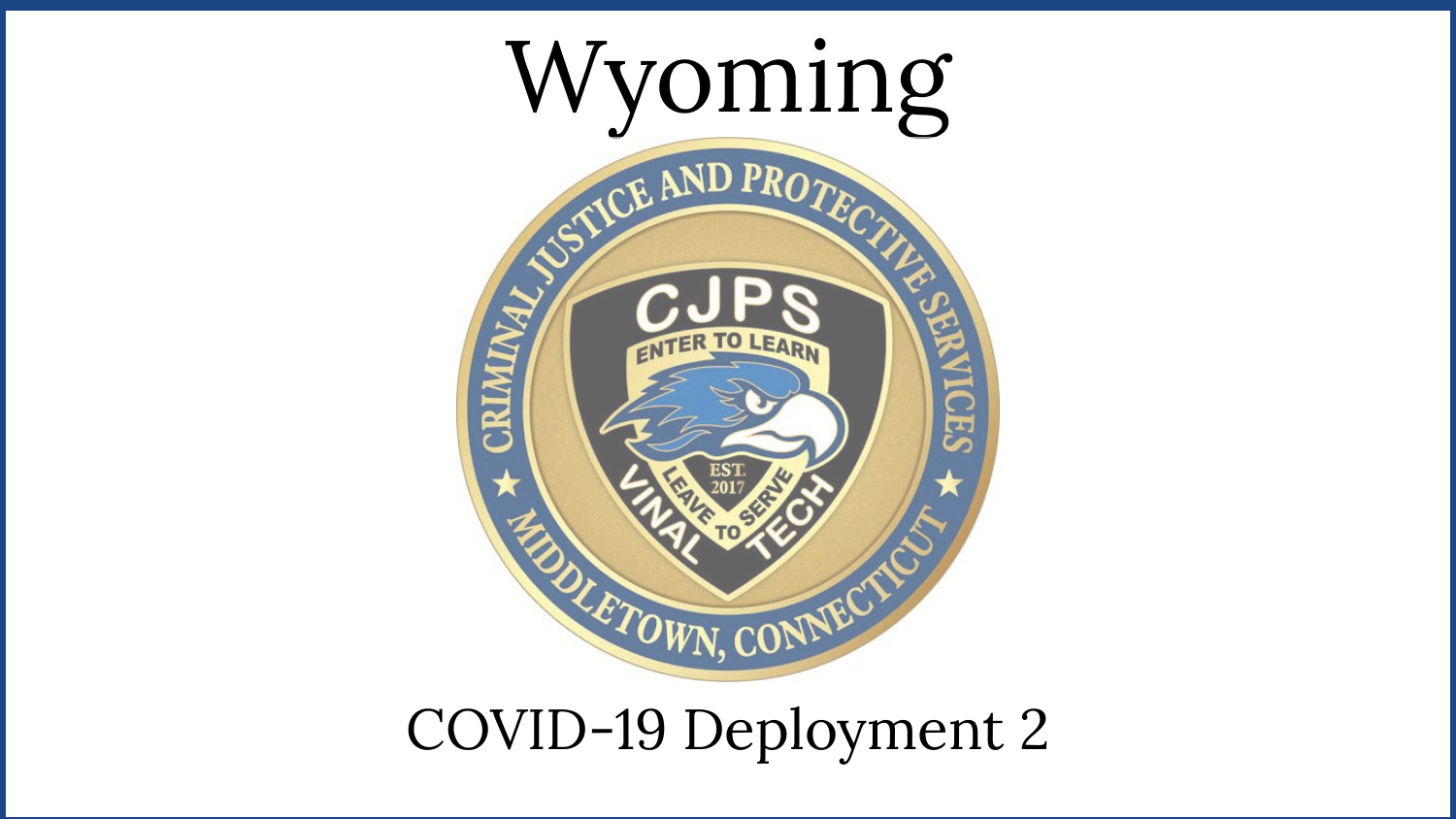# Wyoming

COVID-19 Deployment 2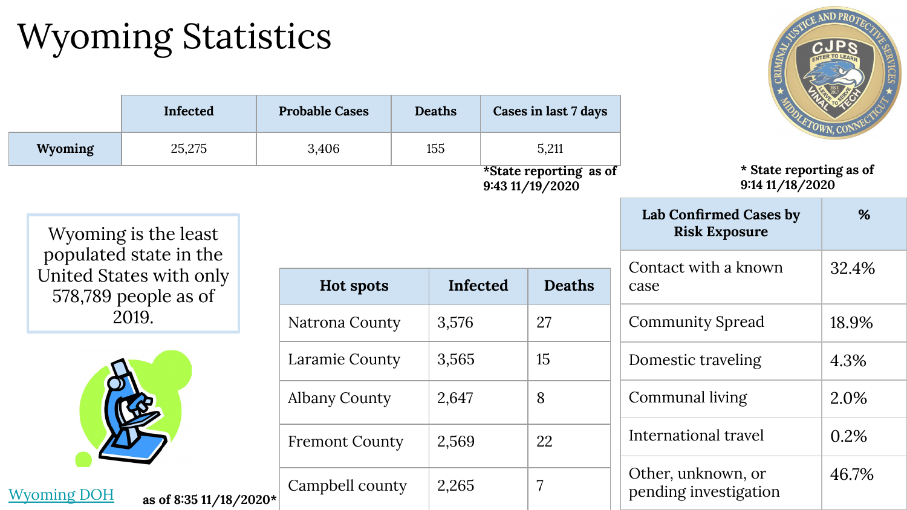# Wyoming Statistics

| | Infected | Probable Cases | Deaths | Cases in last 7 days |
|---|---|---|---|---|
| Wyoming | 25,275 | 3,406 | 155 | 5,211 |

*State reporting as of 9:43 11/19/2020

Wyoming is the least populated state in the United States with only 578,789 people as of 2019.

| Hot spots | Infected | Deaths |
|---|---|---|
| Natrona County | 3,576 | 27 |
| Laramie County | 3,565 | 15 |
| Albany County | 2,647 | 8 |
| Fremont County | 2,569 | 22 |
| Campbell county | 2,265 | 7 |

Wyoming DOH

as of 8:35 11/18/2020*

* State reporting as of 9:14 11/18/2020

| Lab Confirmed Cases by Risk Exposure | % |
|---|---|
| Contact with a known case | 32.4% |
| Community Spread | 18.9% |
| Domestic traveling | 4.3% |
| Communal living | 2.0% |
| International travel | 0.2% |
| Other, unknown, or pending investigation | 46.7% |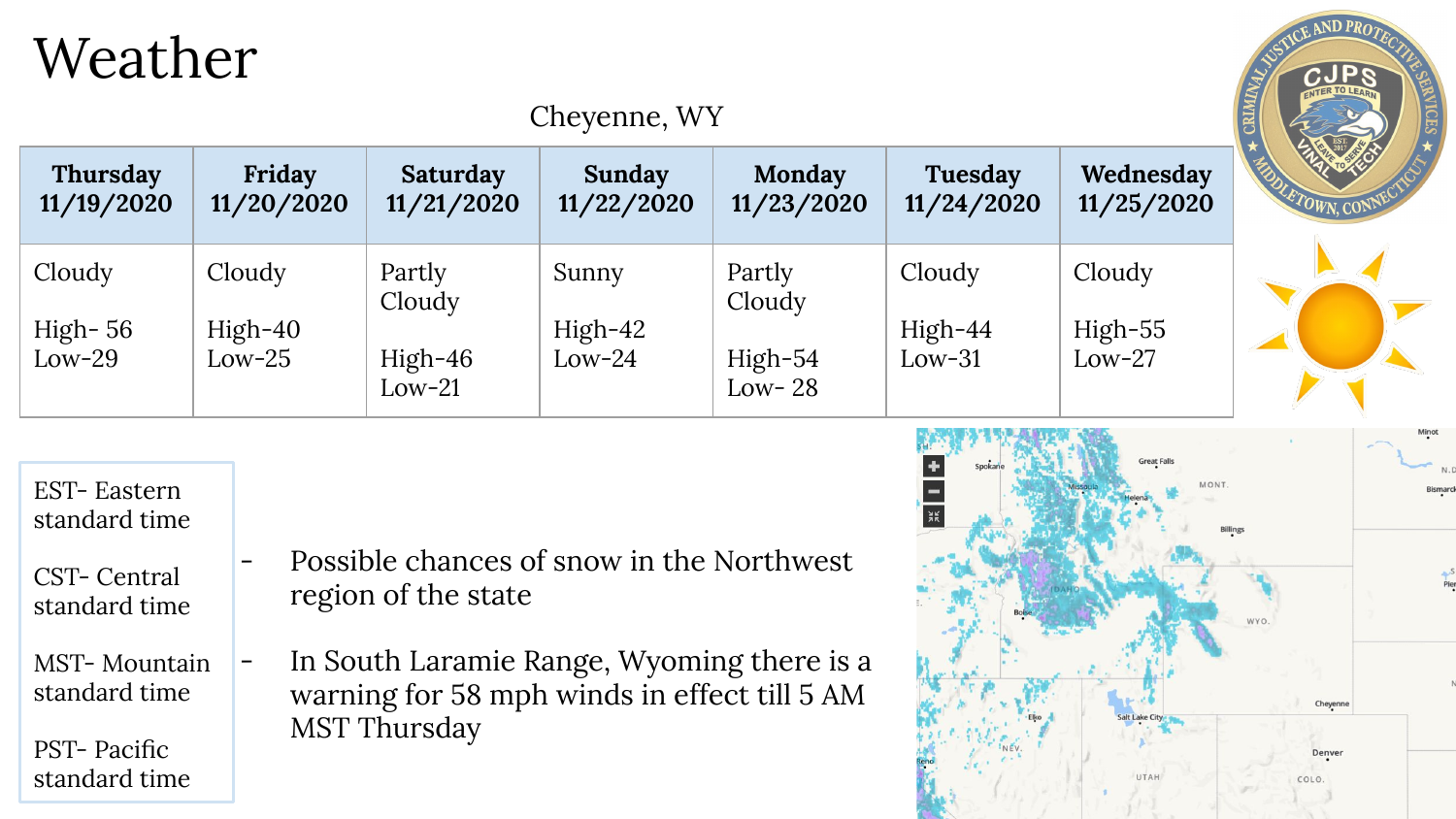# Weather

Cheyenne, WY

| Thursday 11/19/2020 | Friday 11/20/2020 | Saturday 11/21/2020 | Sunday 11/22/2020 | Monday 11/23/2020 | Tuesday 11/24/2020 | Wednesday 11/25/2020 |
|---|---|---|---|---|---|---|
| Cloudy<br><br>High- 56<br>Low-29 | Cloudy<br><br>High-40<br>Low-25 | Partly Cloudy<br><br>High-46<br>Low-21 | Sunny<br><br>High-42<br>Low-24 | Partly Cloudy<br><br>High-54<br>Low- 28 | Cloudy<br><br>High-44<br>Low-31 | Cloudy<br><br>High-55<br>Low-27 |

EST- Eastern standard time

CST- Central standard time

MST- Mountain standard time

PST- Pacific standard time

- Possible chances of snow in the Northwest region of the state
- In South Laramie Range, Wyoming there is a warning for 58 mph winds in effect till 5 AM MST Thursday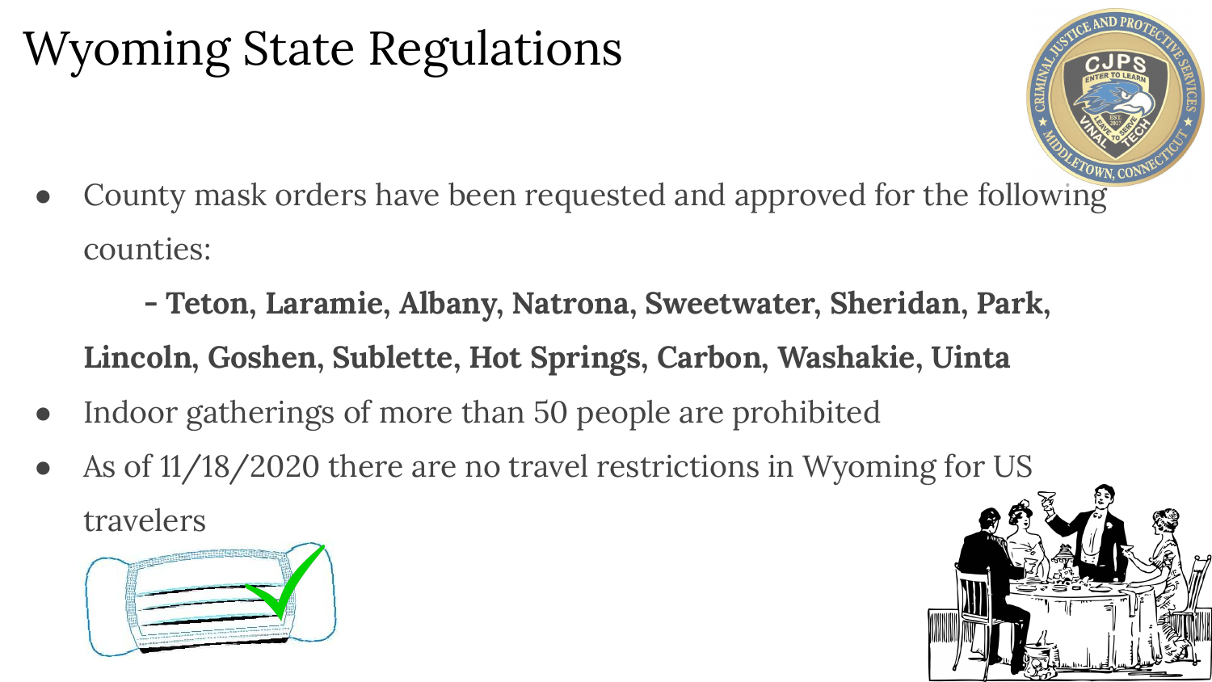# Wyoming State Regulations

- County mask orders have been requested and approved for the following counties:

  **- Teton, Laramie, Albany, Natrona, Sweetwater, Sheridan, Park, Lincoln, Goshen, Sublette, Hot Springs, Carbon, Washakie, Uinta**

- Indoor gatherings of more than 50 people are prohibited
- As of 11/18/2020 there are no travel restrictions in Wyoming for US travelers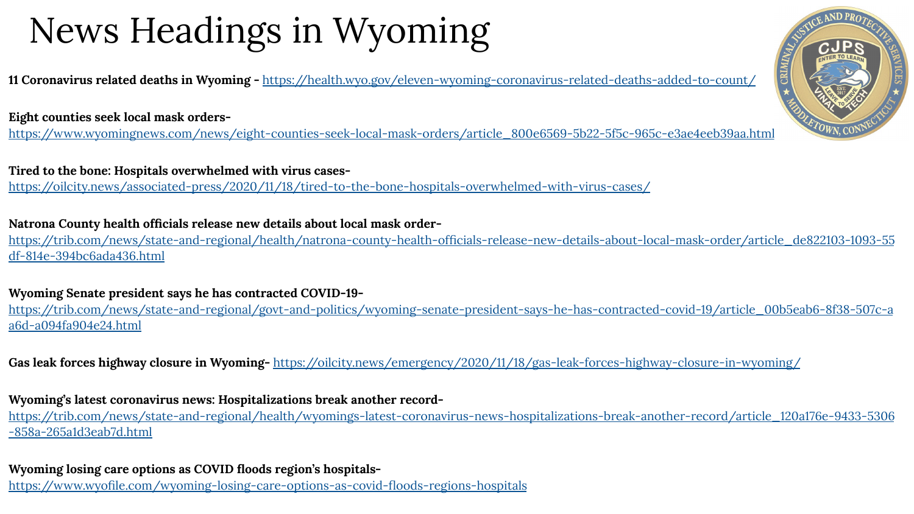# News Headings in Wyoming

**11 Coronavirus related deaths in Wyoming -** https://health.wyo.gov/eleven-wyoming-coronavirus-related-deaths-added-to-count/

**Eight counties seek local mask orders-**
https://www.wyomingnews.com/news/eight-counties-seek-local-mask-orders/article_800e6569-5b22-5f5c-965c-e3ae4eeb39aa.html

**Tired to the bone: Hospitals overwhelmed with virus cases-**
https://oilcity.news/associated-press/2020/11/18/tired-to-the-bone-hospitals-overwhelmed-with-virus-cases/

**Natrona County health officials release new details about local mask order-**
https://trib.com/news/state-and-regional/health/natrona-county-health-officials-release-new-details-about-local-mask-order/article_de822103-1093-55df-814e-394bc6ada436.html

**Wyoming Senate president says he has contracted COVID-19-**
https://trib.com/news/state-and-regional/govt-and-politics/wyoming-senate-president-says-he-has-contracted-covid-19/article_00b5eab6-8f38-507c-aa6d-a094fa904e24.html

**Gas leak forces highway closure in Wyoming-** https://oilcity.news/emergency/2020/11/18/gas-leak-forces-highway-closure-in-wyoming/

**Wyoming's latest coronavirus news: Hospitalizations break another record-**
https://trib.com/news/state-and-regional/health/wyomings-latest-coronavirus-news-hospitalizations-break-another-record/article_120a176e-9433-5306-858a-265a1d3eab7d.html

**Wyoming losing care options as COVID floods region's hospitals-**
https://www.wyofile.com/wyoming-losing-care-options-as-covid-floods-regions-hospitals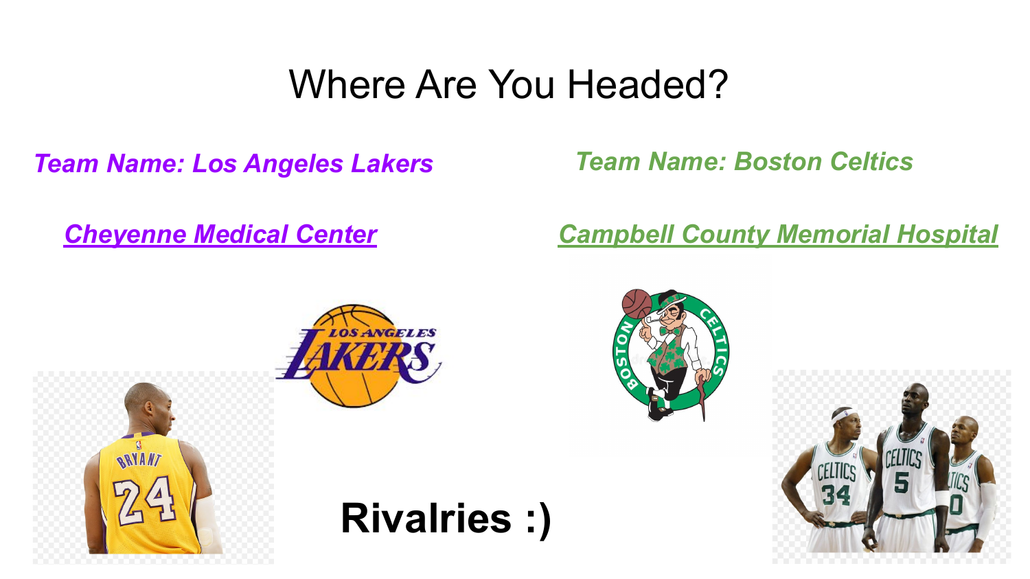# Where Are You Headed?

***Team Name: Los Angeles Lakers***

***[Cheyenne Medical Center]***

***Team Name: Boston Celtics***

***[Campbell County Memorial Hospital]***

**Rivalries :)**